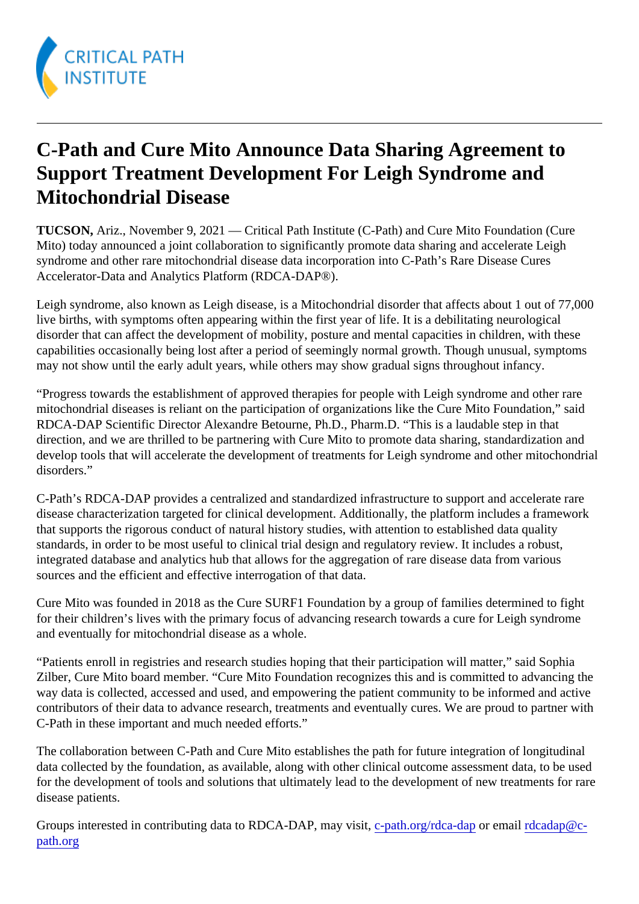# C-Path and Cure Mito Announce Data Sharing Agreement to Support Treatment Development For Leigh Syndrome and Mitochondrial Disease

**TUCSON,** Ariz., November 9, 2021 — Critical Path Institute (C-Path) and Cure Mito Foundation (Cure Mito) today announced a joint collaboration to significantly promote data sharing and accelerate Leigh syndrome and other rare mitochondrial disease data incorporation into C-Path's Rare Disease Cures Accelerator-Data and Analytics Platform (RDCA-DAP®).

Leigh syndrome, also known as Leigh disease, is a Mitochondrial disorder that affects about 1 out of 77,000 live births, with symptoms often appearing within the first year of life. It is a debilitating neurological disorder that can affect the development of mobility, posture and mental capacities in children, with these capabilities occasionally being lost after a period of seemingly normal growth. Though unusual, symptoms may not show until the early adult years, while others may show gradual signs throughout infancy.

"Progress towards the establishment of approved therapies for people with Leigh syndrome and other rare mitochondrial diseases is reliant on the participation of organizations like the Cure Mito Foundation," said RDCA-DAP Scientific Director Alexandre Betourne, Ph.D., Pharm.D. "This is a laudable step in that direction, and we are thrilled to be partnering with Cure Mito to promote data sharing, standardization and develop tools that will accelerate the development of treatments for Leigh syndrome and other mitochondrial disorders."

C-Path's RDCA-DAP provides a centralized and standardized infrastructure to support and accelerate rare disease characterization targeted for clinical development. Additionally, the platform includes a framework that supports the rigorous conduct of natural history studies, with attention to established data quality standards, in order to be most useful to clinical trial design and regulatory review. It includes a robust, integrated database and analytics hub that allows for the aggregation of rare disease data from various sources and the efficient and effective interrogation of that data.

Cure Mito was founded in 2018 as the Cure SURF1 Foundation by a group of families determined to fight for their children's lives with the primary focus of advancing research towards a cure for Leigh syndrome and eventually for mitochondrial disease as a whole.

"Patients enroll in registries and research studies hoping that their participation will matter," said Sophia Zilber, Cure Mito board member. "Cure Mito Foundation recognizes this and is committed to advancing the way data is collected, accessed and used, and empowering the patient community to be informed and active contributors of their data to advance research, treatments and eventually cures. We are proud to partner with C-Path in these important and much needed efforts."

The collaboration between C-Path and Cure Mito establishes the path for future integration of longitudinal data collected by the foundation, as available, along with other clinical outcome assessment data, to be used for the development of tools and solutions that ultimately lead to the development of new treatments for rare disease patients.

Groups interested in contributing data to RDCA-DAP, may visit, [c-path.org/rdca-dap](c-path.org/rdca-dap) or email [rdcadap@c-path.org](mailto:rdcadap@c-path.org)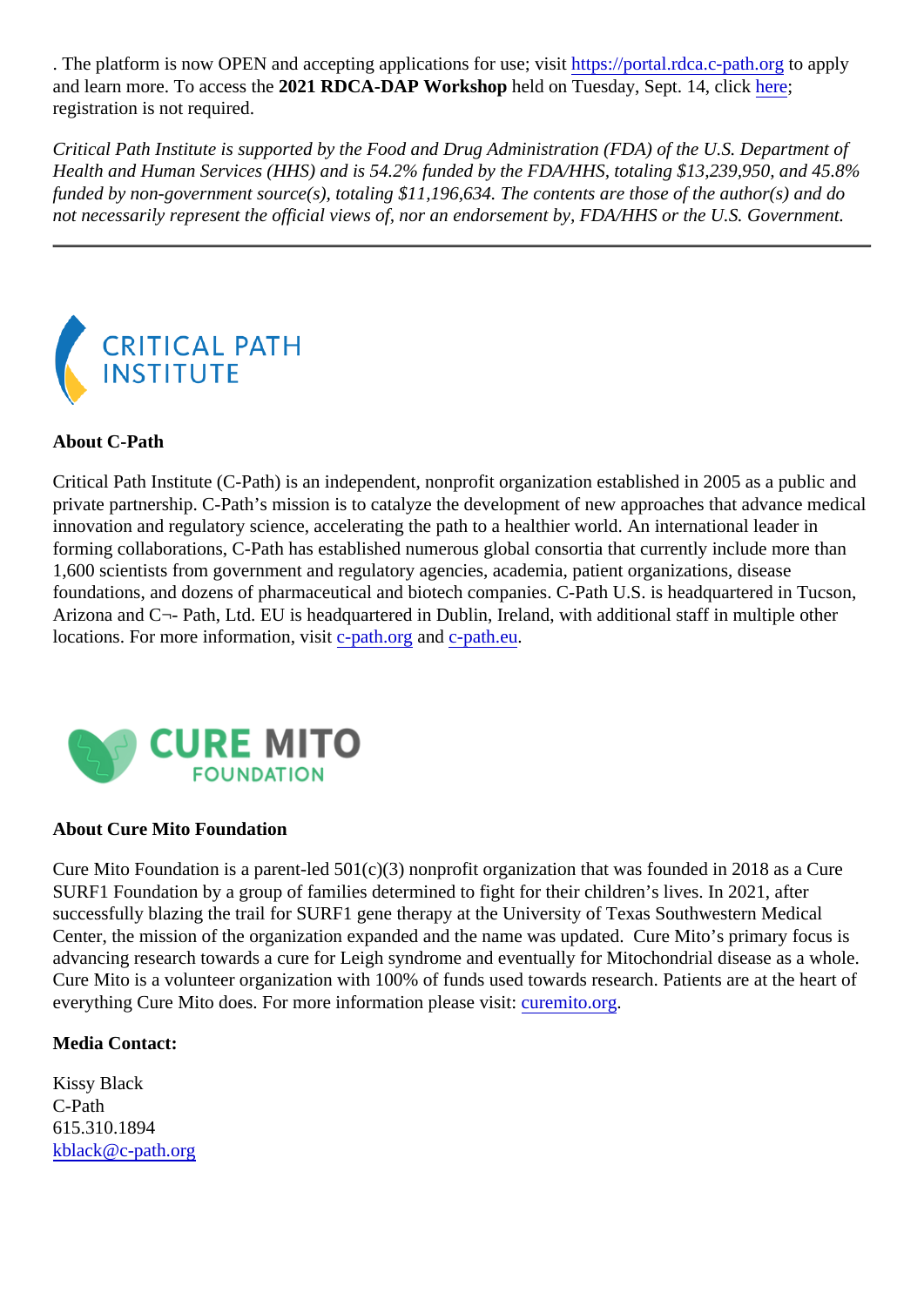. The platform is now OPEN and accepting applications for use; visit https://portal.rdca.c-path.org to apply and learn more. To access the **2021 RDCA-DAP Workshop** held on Tuesday, Sept. 14, click here; registration is not required.

*Critical Path Institute is supported by the Food and Drug Administration (FDA) of the U.S. Department of Health and Human Services (HHS) and is 54.2% funded by the FDA/HHS, totaling $13,239,950, and 45.8% funded by non-government source(s), totaling $11,196,634. The contents are those of the author(s) and do not necessarily represent the official views of, nor an endorsement by, FDA/HHS or the U.S. Government.*

---

CRITICAL PATH INSTITUTE

**About C-Path**

Critical Path Institute (C-Path) is an independent, nonprofit organization established in 2005 as a public and private partnership. C-Path's mission is to catalyze the development of new approaches that advance medical innovation and regulatory science, accelerating the path to a healthier world. An international leader in forming collaborations, C-Path has established numerous global consortia that currently include more than 1,600 scientists from government and regulatory agencies, academia, patient organizations, disease foundations, and dozens of pharmaceutical and biotech companies. C-Path U.S. is headquartered in Tucson, Arizona and C¬- Path, Ltd. EU is headquartered in Dublin, Ireland, with additional staff in multiple other locations. For more information, visit c-path.org and c-path.eu.

CURE MITO FOUNDATION

**About Cure Mito Foundation**

Cure Mito Foundation is a parent-led 501(c)(3) nonprofit organization that was founded in 2018 as a Cure SURF1 Foundation by a group of families determined to fight for their children's lives. In 2021, after successfully blazing the trail for SURF1 gene therapy at the University of Texas Southwestern Medical Center, the mission of the organization expanded and the name was updated. Cure Mito's primary focus is advancing research towards a cure for Leigh syndrome and eventually for Mitochondrial disease as a whole. Cure Mito is a volunteer organization with 100% of funds used towards research. Patients are at the heart of everything Cure Mito does. For more information please visit: curemito.org.

**Media Contact:**

Kissy Black
C-Path
615.310.1894
kblack@c-path.org